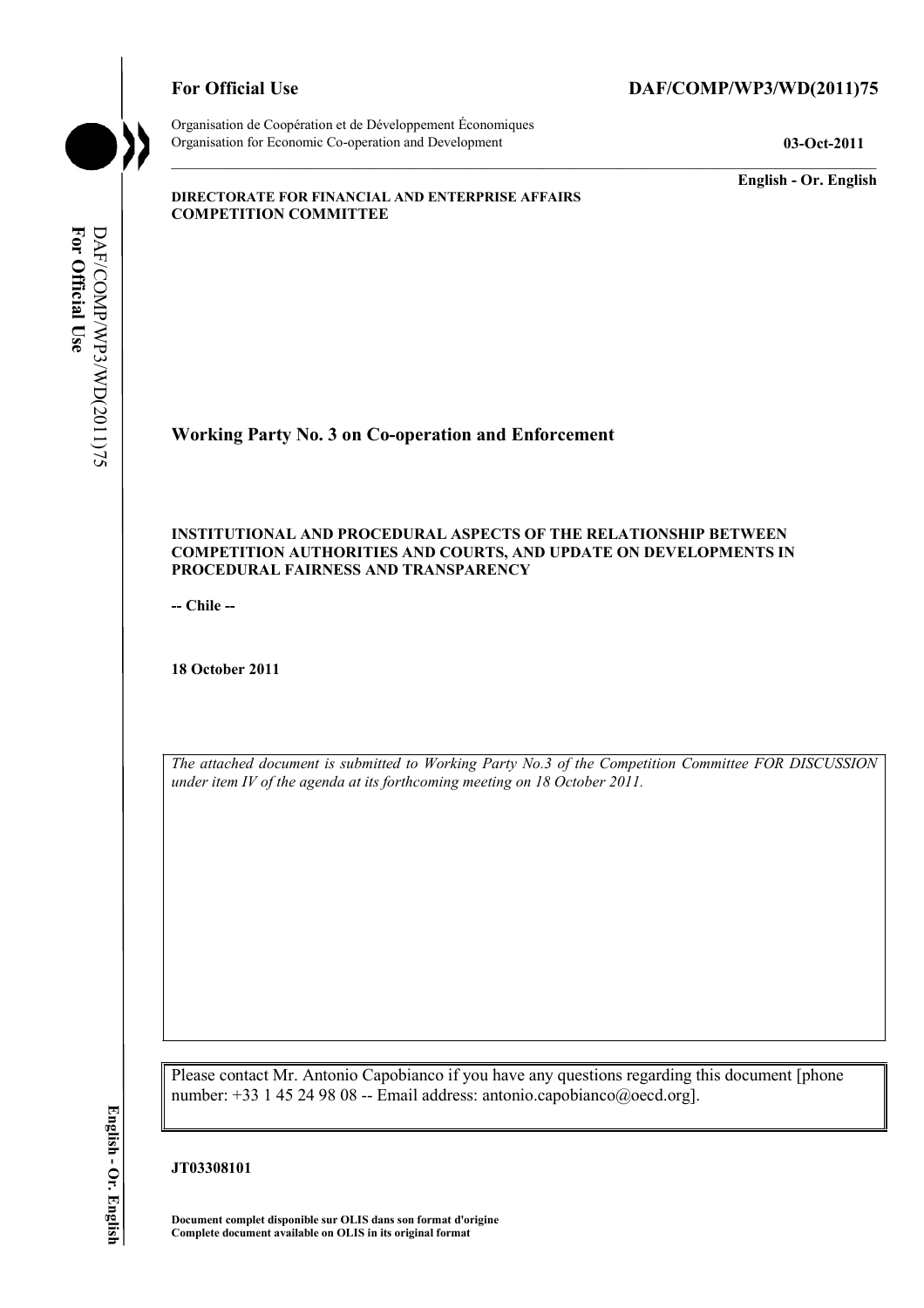For Official Use

DAF/COMP/WP3/WD(2011)75

Organisation de Coopération et de Développement Économiques
Organisation for Economic Co-operation and Development

03-Oct-2011

English - Or. English

**DIRECTORATE FOR FINANCIAL AND ENTERPRISE AFFAIRS**
**COMPETITION COMMITTEE**

## Working Party No. 3 on Co-operation and Enforcement

**INSTITUTIONAL AND PROCEDURAL ASPECTS OF THE RELATIONSHIP BETWEEN COMPETITION AUTHORITIES AND COURTS, AND UPDATE ON DEVELOPMENTS IN PROCEDURAL FAIRNESS AND TRANSPARENCY**

**-- Chile --**

**18 October 2011**

*The attached document is submitted to Working Party No.3 of the Competition Committee FOR DISCUSSION under item IV of the agenda at its forthcoming meeting on 18 October 2011.*

Please contact Mr. Antonio Capobianco if you have any questions regarding this document [phone number: +33 1 45 24 98 08 -- Email address: antonio.capobianco@oecd.org].

**JT03308101**

**Document complet disponible sur OLIS dans son format d'origine**
**Complete document available on OLIS in its original format**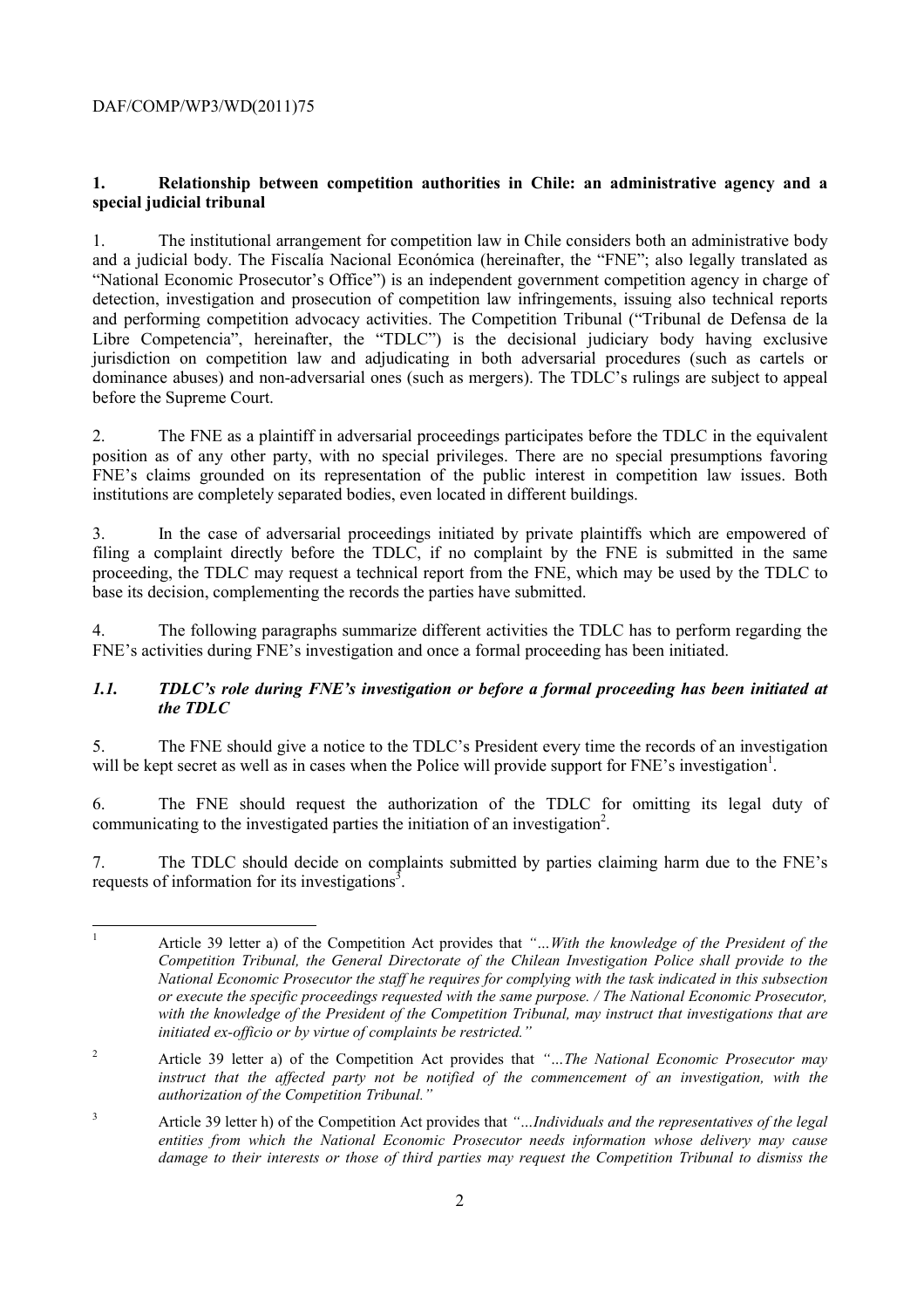## 1. Relationship between competition authorities in Chile: an administrative agency and a special judicial tribunal

1. The institutional arrangement for competition law in Chile considers both an administrative body and a judicial body. The Fiscalía Nacional Económica (hereinafter, the "FNE"; also legally translated as "National Economic Prosecutor's Office") is an independent government competition agency in charge of detection, investigation and prosecution of competition law infringements, issuing also technical reports and performing competition advocacy activities. The Competition Tribunal ("Tribunal de Defensa de la Libre Competencia", hereinafter, the "TDLC") is the decisional judiciary body having exclusive jurisdiction on competition law and adjudicating in both adversarial procedures (such as cartels or dominance abuses) and non-adversarial ones (such as mergers). The TDLC's rulings are subject to appeal before the Supreme Court.

2. The FNE as a plaintiff in adversarial proceedings participates before the TDLC in the equivalent position as of any other party, with no special privileges. There are no special presumptions favoring FNE's claims grounded on its representation of the public interest in competition law issues. Both institutions are completely separated bodies, even located in different buildings.

3. In the case of adversarial proceedings initiated by private plaintiffs which are empowered of filing a complaint directly before the TDLC, if no complaint by the FNE is submitted in the same proceeding, the TDLC may request a technical report from the FNE, which may be used by the TDLC to base its decision, complementing the records the parties have submitted.

4. The following paragraphs summarize different activities the TDLC has to perform regarding the FNE's activities during FNE's investigation and once a formal proceeding has been initiated.

### *1.1. TDLC's role during FNE's investigation or before a formal proceeding has been initiated at the TDLC*

5. The FNE should give a notice to the TDLC's President every time the records of an investigation will be kept secret as well as in cases when the Police will provide support for FNE's investigation[1].

6. The FNE should request the authorization of the TDLC for omitting its legal duty of communicating to the investigated parties the initiation of an investigation[2].

7. The TDLC should decide on complaints submitted by parties claiming harm due to the FNE's requests of information for its investigations[3].

---

[1] Article 39 letter a) of the Competition Act provides that *"…With the knowledge of the President of the Competition Tribunal, the General Directorate of the Chilean Investigation Police shall provide to the National Economic Prosecutor the staff he requires for complying with the task indicated in this subsection or execute the specific proceedings requested with the same purpose. / The National Economic Prosecutor, with the knowledge of the President of the Competition Tribunal, may instruct that investigations that are initiated ex-officio or by virtue of complaints be restricted."*

[2] Article 39 letter a) of the Competition Act provides that *"…The National Economic Prosecutor may instruct that the affected party not be notified of the commencement of an investigation, with the authorization of the Competition Tribunal."*

[3] Article 39 letter h) of the Competition Act provides that *"…Individuals and the representatives of the legal entities from which the National Economic Prosecutor needs information whose delivery may cause damage to their interests or those of third parties may request the Competition Tribunal to dismiss the*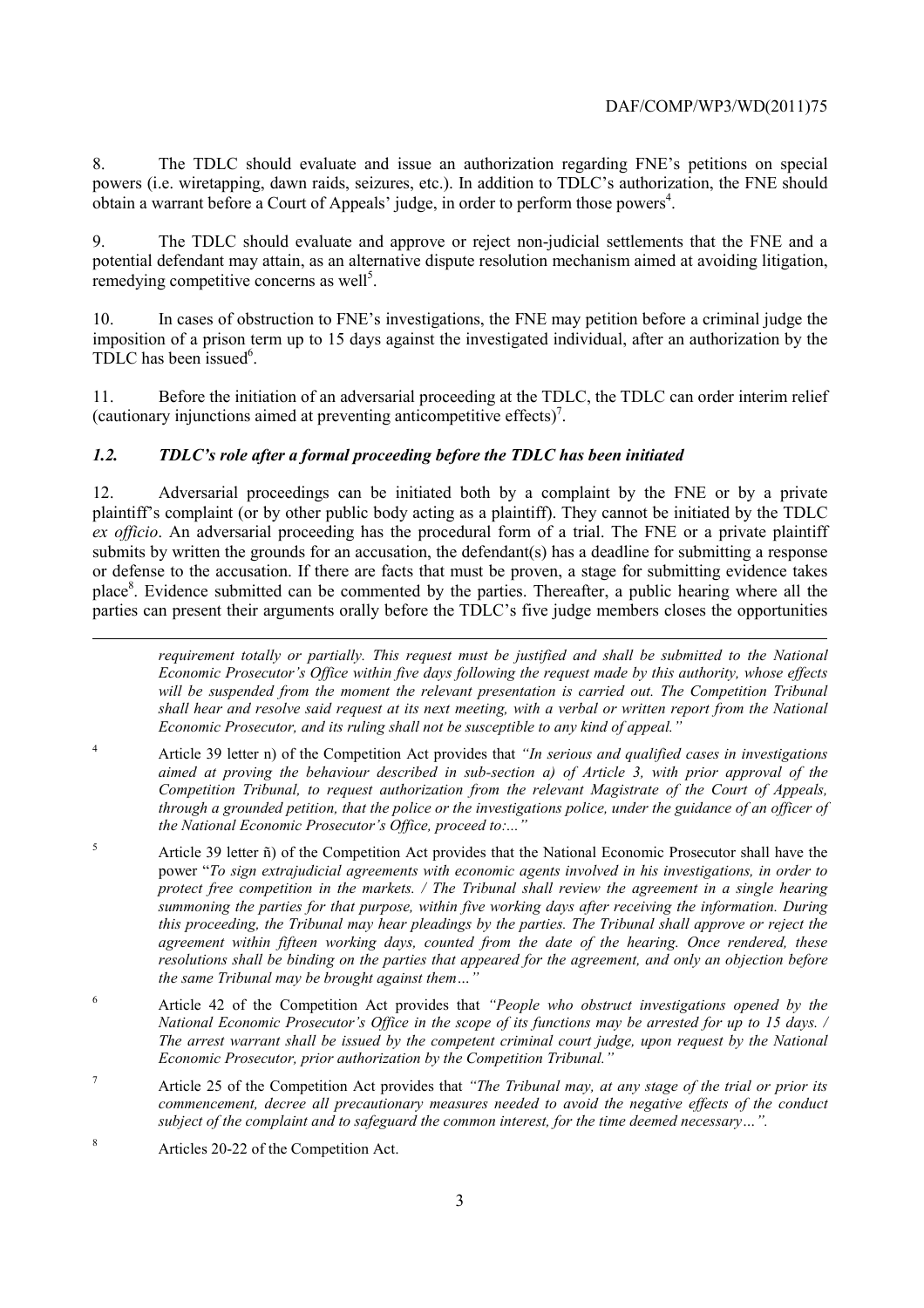8. The TDLC should evaluate and issue an authorization regarding FNE's petitions on special powers (i.e. wiretapping, dawn raids, seizures, etc.). In addition to TDLC's authorization, the FNE should obtain a warrant before a Court of Appeals' judge, in order to perform those powers[4].

9. The TDLC should evaluate and approve or reject non-judicial settlements that the FNE and a potential defendant may attain, as an alternative dispute resolution mechanism aimed at avoiding litigation, remedying competitive concerns as well[5].

10. In cases of obstruction to FNE's investigations, the FNE may petition before a criminal judge the imposition of a prison term up to 15 days against the investigated individual, after an authorization by the TDLC has been issued[6].

11. Before the initiation of an adversarial proceeding at the TDLC, the TDLC can order interim relief (cautionary injunctions aimed at preventing anticompetitive effects)[7].

### *1.2. TDLC's role after a formal proceeding before the TDLC has been initiated*

12. Adversarial proceedings can be initiated both by a complaint by the FNE or by a private plaintiff's complaint (or by other public body acting as a plaintiff). They cannot be initiated by the TDLC *ex officio*. An adversarial proceeding has the procedural form of a trial. The FNE or a private plaintiff submits by written the grounds for an accusation, the defendant(s) has a deadline for submitting a response or defense to the accusation. If there are facts that must be proven, a stage for submitting evidence takes place[8]. Evidence submitted can be commented by the parties. Thereafter, a public hearing where all the parties can present their arguments orally before the TDLC's five judge members closes the opportunities

---

*requirement totally or partially. This request must be justified and shall be submitted to the National Economic Prosecutor's Office within five days following the request made by this authority, whose effects will be suspended from the moment the relevant presentation is carried out. The Competition Tribunal shall hear and resolve said request at its next meeting, with a verbal or written report from the National Economic Prosecutor, and its ruling shall not be susceptible to any kind of appeal."*

[4] Article 39 letter n) of the Competition Act provides that *"In serious and qualified cases in investigations aimed at proving the behaviour described in sub-section a) of Article 3, with prior approval of the Competition Tribunal, to request authorization from the relevant Magistrate of the Court of Appeals, through a grounded petition, that the police or the investigations police, under the guidance of an officer of the National Economic Prosecutor's Office, proceed to:..."*

[5] Article 39 letter ñ) of the Competition Act provides that the National Economic Prosecutor shall have the power "*To sign extrajudicial agreements with economic agents involved in his investigations, in order to protect free competition in the markets. / The Tribunal shall review the agreement in a single hearing summoning the parties for that purpose, within five working days after receiving the information. During this proceeding, the Tribunal may hear pleadings by the parties. The Tribunal shall approve or reject the agreement within fifteen working days, counted from the date of the hearing. Once rendered, these resolutions shall be binding on the parties that appeared for the agreement, and only an objection before the same Tribunal may be brought against them…"*

[6] Article 42 of the Competition Act provides that *"People who obstruct investigations opened by the National Economic Prosecutor's Office in the scope of its functions may be arrested for up to 15 days. / The arrest warrant shall be issued by the competent criminal court judge, upon request by the National Economic Prosecutor, prior authorization by the Competition Tribunal."*

[7] Article 25 of the Competition Act provides that *"The Tribunal may, at any stage of the trial or prior its commencement, decree all precautionary measures needed to avoid the negative effects of the conduct subject of the complaint and to safeguard the common interest, for the time deemed necessary…".*

[8] Articles 20-22 of the Competition Act.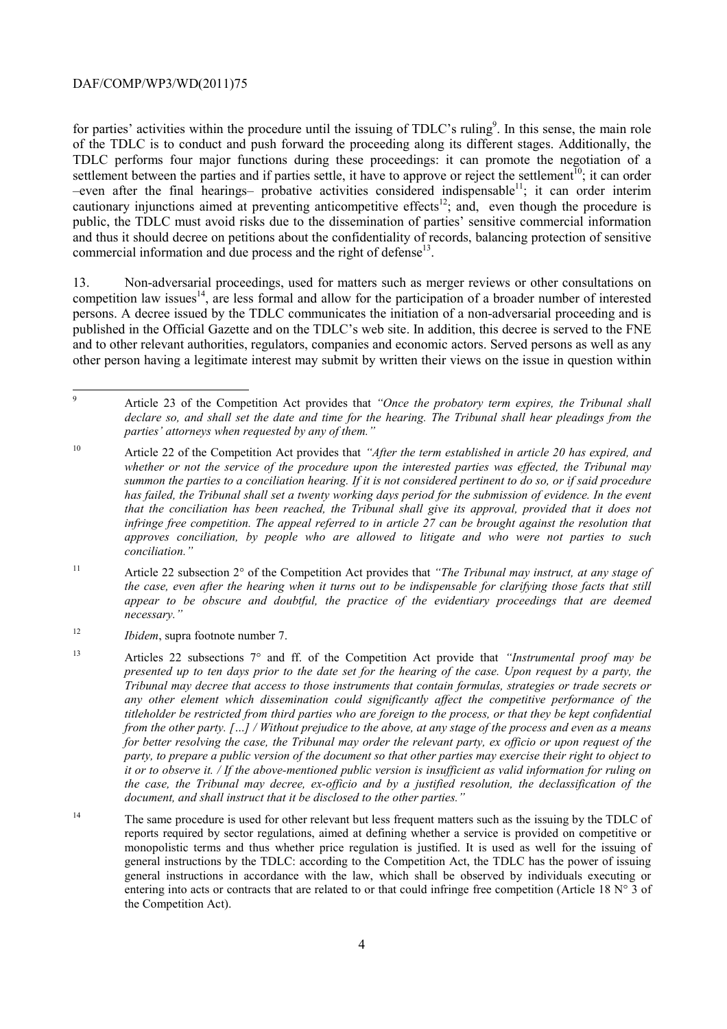for parties' activities within the procedure until the issuing of TDLC's ruling[9]. In this sense, the main role of the TDLC is to conduct and push forward the proceeding along its different stages. Additionally, the TDLC performs four major functions during these proceedings: it can promote the negotiation of a settlement between the parties and if parties settle, it have to approve or reject the settlement[10]; it can order –even after the final hearings– probative activities considered indispensable[11]; it can order interim cautionary injunctions aimed at preventing anticompetitive effects[12]; and, even though the procedure is public, the TDLC must avoid risks due to the dissemination of parties' sensitive commercial information and thus it should decree on petitions about the confidentiality of records, balancing protection of sensitive commercial information and due process and the right of defense[13].

13. Non-adversarial proceedings, used for matters such as merger reviews or other consultations on competition law issues[14], are less formal and allow for the participation of a broader number of interested persons. A decree issued by the TDLC communicates the initiation of a non-adversarial proceeding and is published in the Official Gazette and on the TDLC's web site. In addition, this decree is served to the FNE and to other relevant authorities, regulators, companies and economic actors. Served persons as well as any other person having a legitimate interest may submit by written their views on the issue in question within

---

[9] Article 23 of the Competition Act provides that *"Once the probatory term expires, the Tribunal shall declare so, and shall set the date and time for the hearing. The Tribunal shall hear pleadings from the parties' attorneys when requested by any of them."*

[10] Article 22 of the Competition Act provides that *"After the term established in article 20 has expired, and whether or not the service of the procedure upon the interested parties was effected, the Tribunal may summon the parties to a conciliation hearing. If it is not considered pertinent to do so, or if said procedure has failed, the Tribunal shall set a twenty working days period for the submission of evidence. In the event that the conciliation has been reached, the Tribunal shall give its approval, provided that it does not infringe free competition. The appeal referred to in article 27 can be brought against the resolution that approves conciliation, by people who are allowed to litigate and who were not parties to such conciliation."*

[11] Article 22 subsection 2° of the Competition Act provides that *"The Tribunal may instruct, at any stage of the case, even after the hearing when it turns out to be indispensable for clarifying those facts that still appear to be obscure and doubtful, the practice of the evidentiary proceedings that are deemed necessary."*

[12] *Ibidem*, supra footnote number 7.

[13] Articles 22 subsections 7° and ff. of the Competition Act provide that *"Instrumental proof may be presented up to ten days prior to the date set for the hearing of the case. Upon request by a party, the Tribunal may decree that access to those instruments that contain formulas, strategies or trade secrets or any other element which dissemination could significantly affect the competitive performance of the titleholder be restricted from third parties who are foreign to the process, or that they be kept confidential from the other party. […] / Without prejudice to the above, at any stage of the process and even as a means for better resolving the case, the Tribunal may order the relevant party, ex officio or upon request of the party, to prepare a public version of the document so that other parties may exercise their right to object to it or to observe it. / If the above-mentioned public version is insufficient as valid information for ruling on the case, the Tribunal may decree, ex-officio and by a justified resolution, the declassification of the document, and shall instruct that it be disclosed to the other parties."*

[14] The same procedure is used for other relevant but less frequent matters such as the issuing by the TDLC of reports required by sector regulations, aimed at defining whether a service is provided on competitive or monopolistic terms and thus whether price regulation is justified. It is used as well for the issuing of general instructions by the TDLC: according to the Competition Act, the TDLC has the power of issuing general instructions in accordance with the law, which shall be observed by individuals executing or entering into acts or contracts that are related to or that could infringe free competition (Article 18 N° 3 of the Competition Act).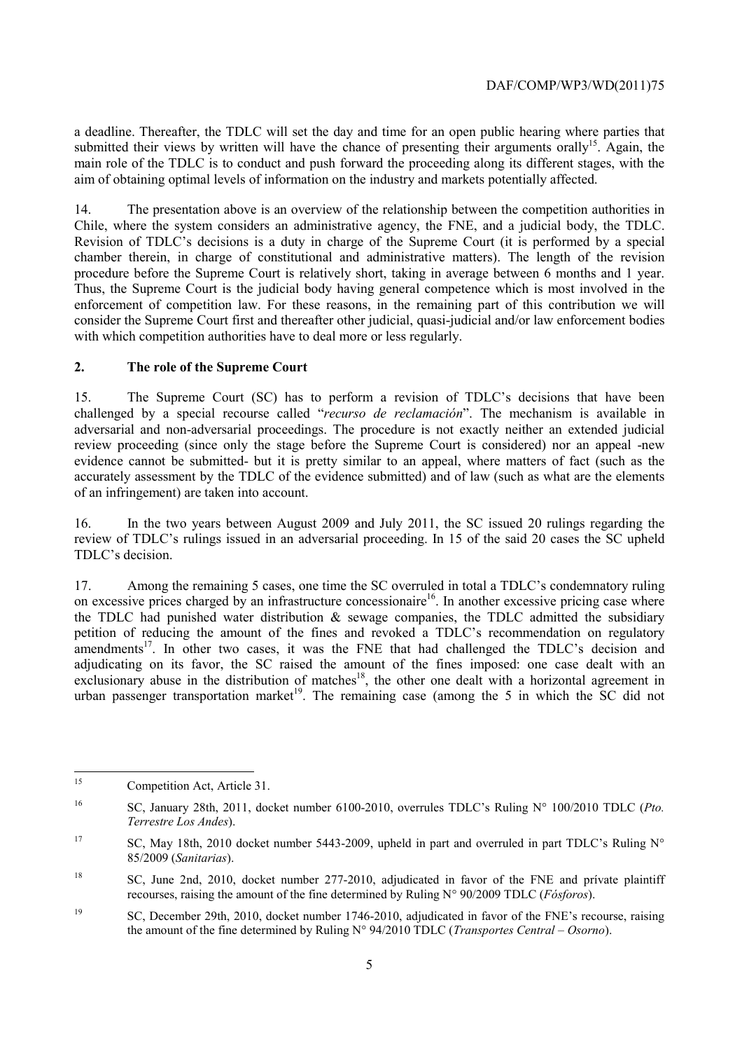a deadline. Thereafter, the TDLC will set the day and time for an open public hearing where parties that submitted their views by written will have the chance of presenting their arguments orally[15]. Again, the main role of the TDLC is to conduct and push forward the proceeding along its different stages, with the aim of obtaining optimal levels of information on the industry and markets potentially affected.

14. The presentation above is an overview of the relationship between the competition authorities in Chile, where the system considers an administrative agency, the FNE, and a judicial body, the TDLC. Revision of TDLC's decisions is a duty in charge of the Supreme Court (it is performed by a special chamber therein, in charge of constitutional and administrative matters). The length of the revision procedure before the Supreme Court is relatively short, taking in average between 6 months and 1 year. Thus, the Supreme Court is the judicial body having general competence which is most involved in the enforcement of competition law. For these reasons, in the remaining part of this contribution we will consider the Supreme Court first and thereafter other judicial, quasi-judicial and/or law enforcement bodies with which competition authorities have to deal more or less regularly.

## 2. The role of the Supreme Court

15. The Supreme Court (SC) has to perform a revision of TDLC's decisions that have been challenged by a special recourse called "*recurso de reclamación*". The mechanism is available in adversarial and non-adversarial proceedings. The procedure is not exactly neither an extended judicial review proceeding (since only the stage before the Supreme Court is considered) nor an appeal -new evidence cannot be submitted- but it is pretty similar to an appeal, where matters of fact (such as the accurately assessment by the TDLC of the evidence submitted) and of law (such as what are the elements of an infringement) are taken into account.

16. In the two years between August 2009 and July 2011, the SC issued 20 rulings regarding the review of TDLC's rulings issued in an adversarial proceeding. In 15 of the said 20 cases the SC upheld TDLC's decision.

17. Among the remaining 5 cases, one time the SC overruled in total a TDLC's condemnatory ruling on excessive prices charged by an infrastructure concessionaire[16]. In another excessive pricing case where the TDLC had punished water distribution & sewage companies, the TDLC admitted the subsidiary petition of reducing the amount of the fines and revoked a TDLC's recommendation on regulatory amendments[17]. In other two cases, it was the FNE that had challenged the TDLC's decision and adjudicating on its favor, the SC raised the amount of the fines imposed: one case dealt with an exclusionary abuse in the distribution of matches[18], the other one dealt with a horizontal agreement in urban passenger transportation market[19]. The remaining case (among the 5 in which the SC did not

---

15 Competition Act, Article 31.

16 SC, January 28th, 2011, docket number 6100-2010, overrules TDLC's Ruling N° 100/2010 TDLC (*Pto. Terrestre Los Andes*).

17 SC, May 18th, 2010 docket number 5443-2009, upheld in part and overruled in part TDLC's Ruling N° 85/2009 (*Sanitarias*).

18 SC, June 2nd, 2010, docket number 277-2010, adjudicated in favor of the FNE and prívate plaintiff recourses, raising the amount of the fine determined by Ruling N° 90/2009 TDLC (*Fósforos*).

19 SC, December 29th, 2010, docket number 1746-2010, adjudicated in favor of the FNE's recourse, raising the amount of the fine determined by Ruling N° 94/2010 TDLC (*Transportes Central – Osorno*).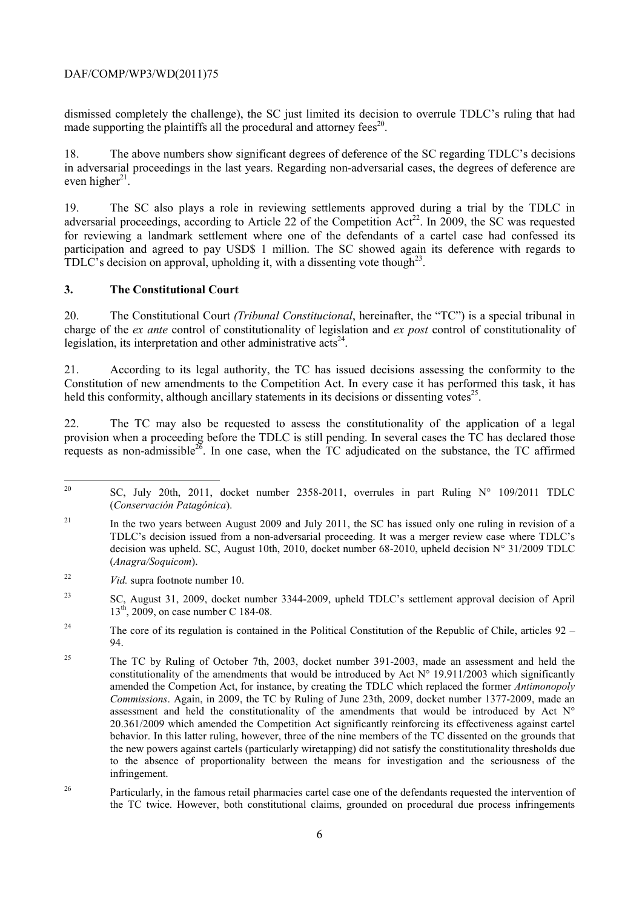dismissed completely the challenge), the SC just limited its decision to overrule TDLC's ruling that had made supporting the plaintiffs all the procedural and attorney fees[20].

18. The above numbers show significant degrees of deference of the SC regarding TDLC's decisions in adversarial proceedings in the last years. Regarding non-adversarial cases, the degrees of deference are even higher[21].

19. The SC also plays a role in reviewing settlements approved during a trial by the TDLC in adversarial proceedings, according to Article 22 of the Competition Act[22]. In 2009, the SC was requested for reviewing a landmark settlement where one of the defendants of a cartel case had confessed its participation and agreed to pay USD$ 1 million. The SC showed again its deference with regards to TDLC's decision on approval, upholding it, with a dissenting vote though[23].

## 3. The Constitutional Court

20. The Constitutional Court *(Tribunal Constitucional*, hereinafter, the "TC") is a special tribunal in charge of the *ex ante* control of constitutionality of legislation and *ex post* control of constitutionality of legislation, its interpretation and other administrative acts[24].

21. According to its legal authority, the TC has issued decisions assessing the conformity to the Constitution of new amendments to the Competition Act. In every case it has performed this task, it has held this conformity, although ancillary statements in its decisions or dissenting votes[25].

22. The TC may also be requested to assess the constitutionality of the application of a legal provision when a proceeding before the TDLC is still pending. In several cases the TC has declared those requests as non-admissible[26]. In one case, when the TC adjudicated on the substance, the TC affirmed

---

[20] SC, July 20th, 2011, docket number 2358-2011, overrules in part Ruling N° 109/2011 TDLC (*Conservación Patagónica*).

[21] In the two years between August 2009 and July 2011, the SC has issued only one ruling in revision of a TDLC's decision issued from a non-adversarial proceeding. It was a merger review case where TDLC's decision was upheld. SC, August 10th, 2010, docket number 68-2010, upheld decision N° 31/2009 TDLC (*Anagra/Soquicom*).

[22] *Vid.* supra footnote number 10.

[23] SC, August 31, 2009, docket number 3344-2009, upheld TDLC's settlement approval decision of April 13th, 2009, on case number C 184-08.

[24] The core of its regulation is contained in the Political Constitution of the Republic of Chile, articles 92 – 94.

[25] The TC by Ruling of October 7th, 2003, docket number 391-2003, made an assessment and held the constitutionality of the amendments that would be introduced by Act N° 19.911/2003 which significantly amended the Competion Act, for instance, by creating the TDLC which replaced the former *Antimonopoly Commissions*. Again, in 2009, the TC by Ruling of June 23th, 2009, docket number 1377-2009, made an assessment and held the constitutionality of the amendments that would be introduced by Act N° 20.361/2009 which amended the Competition Act significantly reinforcing its effectiveness against cartel behavior. In this latter ruling, however, three of the nine members of the TC dissented on the grounds that the new powers against cartels (particularly wiretapping) did not satisfy the constitutionality thresholds due to the absence of proportionality between the means for investigation and the seriousness of the infringement.

[26] Particularly, in the famous retail pharmacies cartel case one of the defendants requested the intervention of the TC twice. However, both constitutional claims, grounded on procedural due process infringements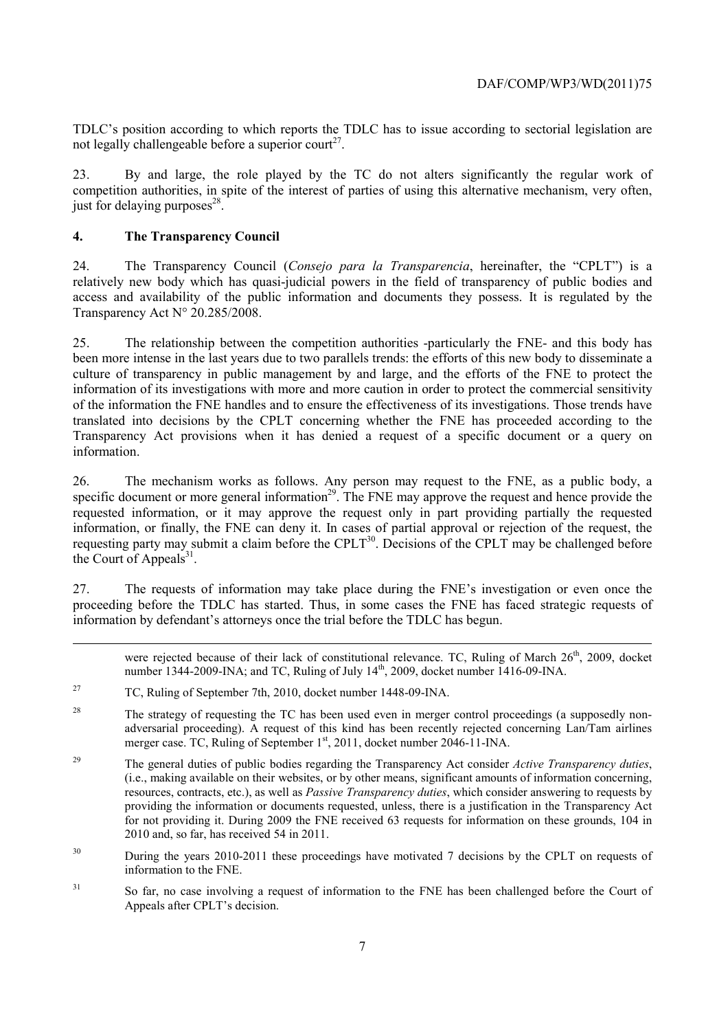TDLC's position according to which reports the TDLC has to issue according to sectorial legislation are not legally challengeable before a superior court[27].

23. By and large, the role played by the TC do not alters significantly the regular work of competition authorities, in spite of the interest of parties of using this alternative mechanism, very often, just for delaying purposes[28].

## 4. The Transparency Council

24. The Transparency Council (*Consejo para la Transparencia*, hereinafter, the "CPLT") is a relatively new body which has quasi-judicial powers in the field of transparency of public bodies and access and availability of the public information and documents they possess. It is regulated by the Transparency Act N° 20.285/2008.

25. The relationship between the competition authorities -particularly the FNE- and this body has been more intense in the last years due to two parallels trends: the efforts of this new body to disseminate a culture of transparency in public management by and large, and the efforts of the FNE to protect the information of its investigations with more and more caution in order to protect the commercial sensitivity of the information the FNE handles and to ensure the effectiveness of its investigations. Those trends have translated into decisions by the CPLT concerning whether the FNE has proceeded according to the Transparency Act provisions when it has denied a request of a specific document or a query on information.

26. The mechanism works as follows. Any person may request to the FNE, as a public body, a specific document or more general information[29]. The FNE may approve the request and hence provide the requested information, or it may approve the request only in part providing partially the requested information, or finally, the FNE can deny it. In cases of partial approval or rejection of the request, the requesting party may submit a claim before the CPLT[30]. Decisions of the CPLT may be challenged before the Court of Appeals[31].

27. The requests of information may take place during the FNE's investigation or even once the proceeding before the TDLC has started. Thus, in some cases the FNE has faced strategic requests of information by defendant's attorneys once the trial before the TDLC has begun.

---

were rejected because of their lack of constitutional relevance. TC, Ruling of March 26th, 2009, docket number 1344-2009-INA; and TC, Ruling of July 14th, 2009, docket number 1416-09-INA.

[27] TC, Ruling of September 7th, 2010, docket number 1448-09-INA.

[28] The strategy of requesting the TC has been used even in merger control proceedings (a supposedly non-adversarial proceeding). A request of this kind has been recently rejected concerning Lan/Tam airlines merger case. TC, Ruling of September 1st, 2011, docket number 2046-11-INA.

[29] The general duties of public bodies regarding the Transparency Act consider *Active Transparency duties*, (i.e., making available on their websites, or by other means, significant amounts of information concerning, resources, contracts, etc.), as well as *Passive Transparency duties*, which consider answering to requests by providing the information or documents requested, unless, there is a justification in the Transparency Act for not providing it. During 2009 the FNE received 63 requests for information on these grounds, 104 in 2010 and, so far, has received 54 in 2011.

[30] During the years 2010-2011 these proceedings have motivated 7 decisions by the CPLT on requests of information to the FNE.

[31] So far, no case involving a request of information to the FNE has been challenged before the Court of Appeals after CPLT's decision.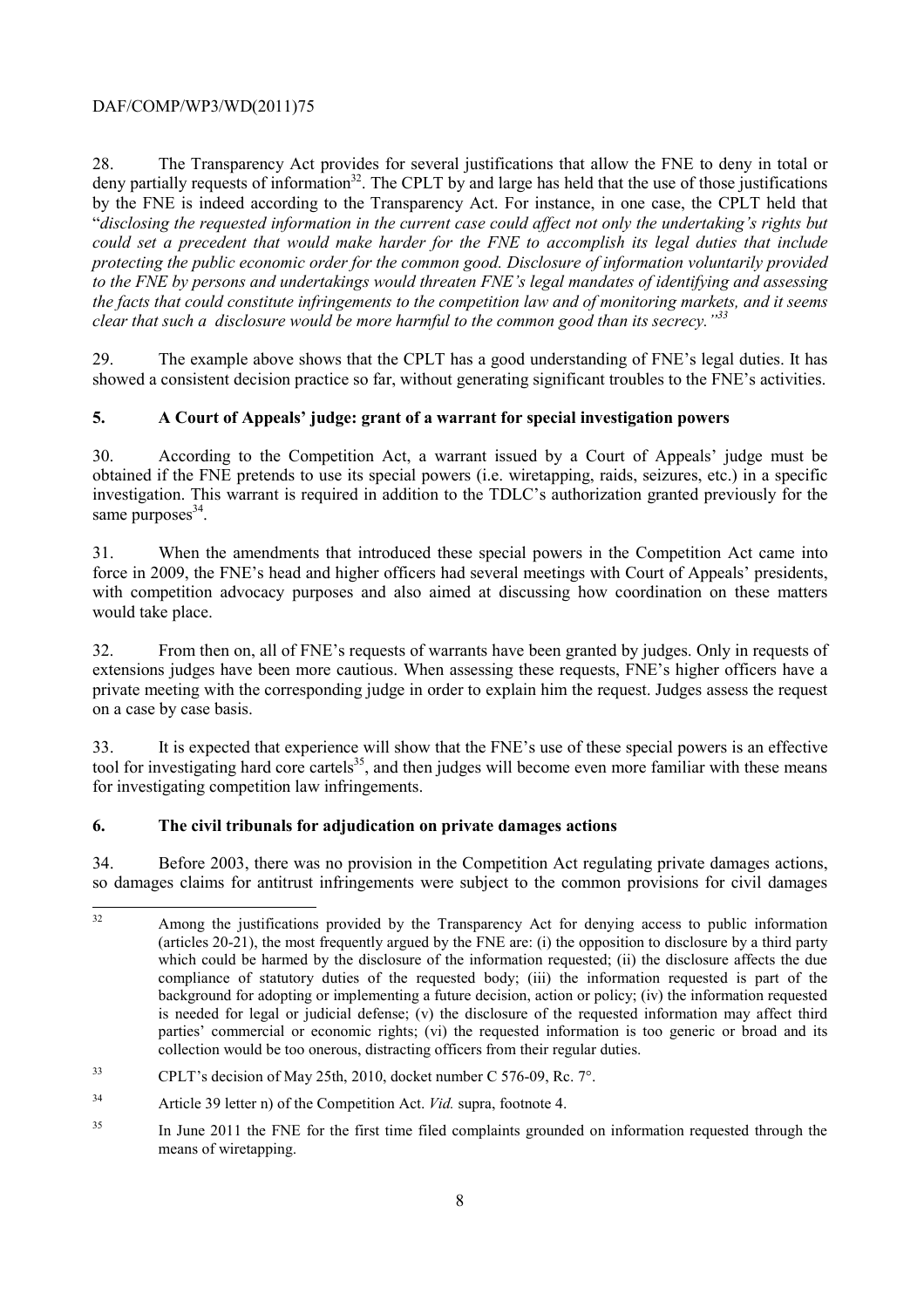28. The Transparency Act provides for several justifications that allow the FNE to deny in total or deny partially requests of information[32]. The CPLT by and large has held that the use of those justifications by the FNE is indeed according to the Transparency Act. For instance, in one case, the CPLT held that "*disclosing the requested information in the current case could affect not only the undertaking's rights but could set a precedent that would make harder for the FNE to accomplish its legal duties that include protecting the public economic order for the common good. Disclosure of information voluntarily provided to the FNE by persons and undertakings would threaten FNE's legal mandates of identifying and assessing the facts that could constitute infringements to the competition law and of monitoring markets, and it seems clear that such a disclosure would be more harmful to the common good than its secrecy.*"[33]

29. The example above shows that the CPLT has a good understanding of FNE's legal duties. It has showed a consistent decision practice so far, without generating significant troubles to the FNE's activities.

## 5. A Court of Appeals' judge: grant of a warrant for special investigation powers

30. According to the Competition Act, a warrant issued by a Court of Appeals' judge must be obtained if the FNE pretends to use its special powers (i.e. wiretapping, raids, seizures, etc.) in a specific investigation. This warrant is required in addition to the TDLC's authorization granted previously for the same purposes[34].

31. When the amendments that introduced these special powers in the Competition Act came into force in 2009, the FNE's head and higher officers had several meetings with Court of Appeals' presidents, with competition advocacy purposes and also aimed at discussing how coordination on these matters would take place.

32. From then on, all of FNE's requests of warrants have been granted by judges. Only in requests of extensions judges have been more cautious. When assessing these requests, FNE's higher officers have a private meeting with the corresponding judge in order to explain him the request. Judges assess the request on a case by case basis.

33. It is expected that experience will show that the FNE's use of these special powers is an effective tool for investigating hard core cartels[35], and then judges will become even more familiar with these means for investigating competition law infringements.

## 6. The civil tribunals for adjudication on private damages actions

34. Before 2003, there was no provision in the Competition Act regulating private damages actions, so damages claims for antitrust infringements were subject to the common provisions for civil damages

---

[32] Among the justifications provided by the Transparency Act for denying access to public information (articles 20-21), the most frequently argued by the FNE are: (i) the opposition to disclosure by a third party which could be harmed by the disclosure of the information requested; (ii) the disclosure affects the due compliance of statutory duties of the requested body; (iii) the information requested is part of the background for adopting or implementing a future decision, action or policy; (iv) the information requested is needed for legal or judicial defense; (v) the disclosure of the requested information may affect third parties' commercial or economic rights; (vi) the requested information is too generic or broad and its collection would be too onerous, distracting officers from their regular duties.

[33] CPLT's decision of May 25th, 2010, docket number C 576-09, Rc. 7°.

[34] Article 39 letter n) of the Competition Act. *Vid.* supra, footnote 4.

[35] In June 2011 the FNE for the first time filed complaints grounded on information requested through the means of wiretapping.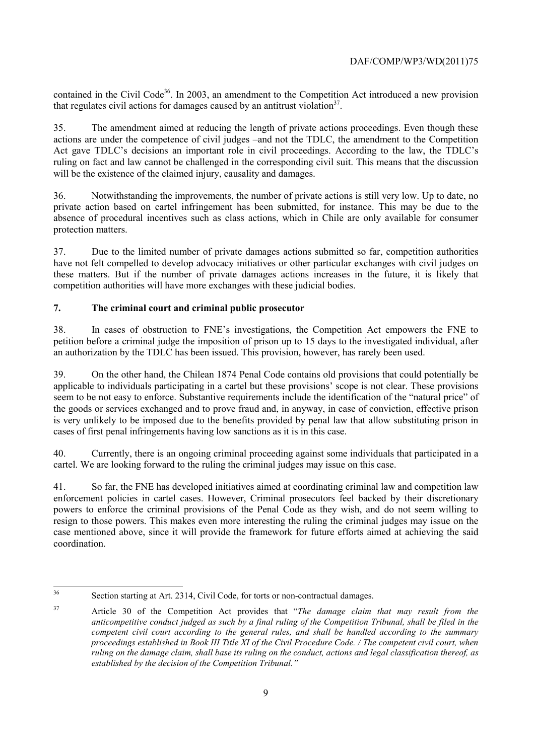contained in the Civil Code[36]. In 2003, an amendment to the Competition Act introduced a new provision that regulates civil actions for damages caused by an antitrust violation[37].

35. The amendment aimed at reducing the length of private actions proceedings. Even though these actions are under the competence of civil judges –and not the TDLC, the amendment to the Competition Act gave TDLC's decisions an important role in civil proceedings. According to the law, the TDLC's ruling on fact and law cannot be challenged in the corresponding civil suit. This means that the discussion will be the existence of the claimed injury, causality and damages.

36. Notwithstanding the improvements, the number of private actions is still very low. Up to date, no private action based on cartel infringement has been submitted, for instance. This may be due to the absence of procedural incentives such as class actions, which in Chile are only available for consumer protection matters.

37. Due to the limited number of private damages actions submitted so far, competition authorities have not felt compelled to develop advocacy initiatives or other particular exchanges with civil judges on these matters. But if the number of private damages actions increases in the future, it is likely that competition authorities will have more exchanges with these judicial bodies.

## 7. The criminal court and criminal public prosecutor

38. In cases of obstruction to FNE's investigations, the Competition Act empowers the FNE to petition before a criminal judge the imposition of prison up to 15 days to the investigated individual, after an authorization by the TDLC has been issued. This provision, however, has rarely been used.

39. On the other hand, the Chilean 1874 Penal Code contains old provisions that could potentially be applicable to individuals participating in a cartel but these provisions' scope is not clear. These provisions seem to be not easy to enforce. Substantive requirements include the identification of the "natural price" of the goods or services exchanged and to prove fraud and, in anyway, in case of conviction, effective prison is very unlikely to be imposed due to the benefits provided by penal law that allow substituting prison in cases of first penal infringements having low sanctions as it is in this case.

40. Currently, there is an ongoing criminal proceeding against some individuals that participated in a cartel. We are looking forward to the ruling the criminal judges may issue on this case.

41. So far, the FNE has developed initiatives aimed at coordinating criminal law and competition law enforcement policies in cartel cases. However, Criminal prosecutors feel backed by their discretionary powers to enforce the criminal provisions of the Penal Code as they wish, and do not seem willing to resign to those powers. This makes even more interesting the ruling the criminal judges may issue on the case mentioned above, since it will provide the framework for future efforts aimed at achieving the said coordination.

---

[36] Section starting at Art. 2314, Civil Code, for torts or non-contractual damages.

[37] Article 30 of the Competition Act provides that "*The damage claim that may result from the anticompetitive conduct judged as such by a final ruling of the Competition Tribunal, shall be filed in the competent civil court according to the general rules, and shall be handled according to the summary proceedings established in Book III Title XI of the Civil Procedure Code. / The competent civil court, when ruling on the damage claim, shall base its ruling on the conduct, actions and legal classification thereof, as established by the decision of the Competition Tribunal.*"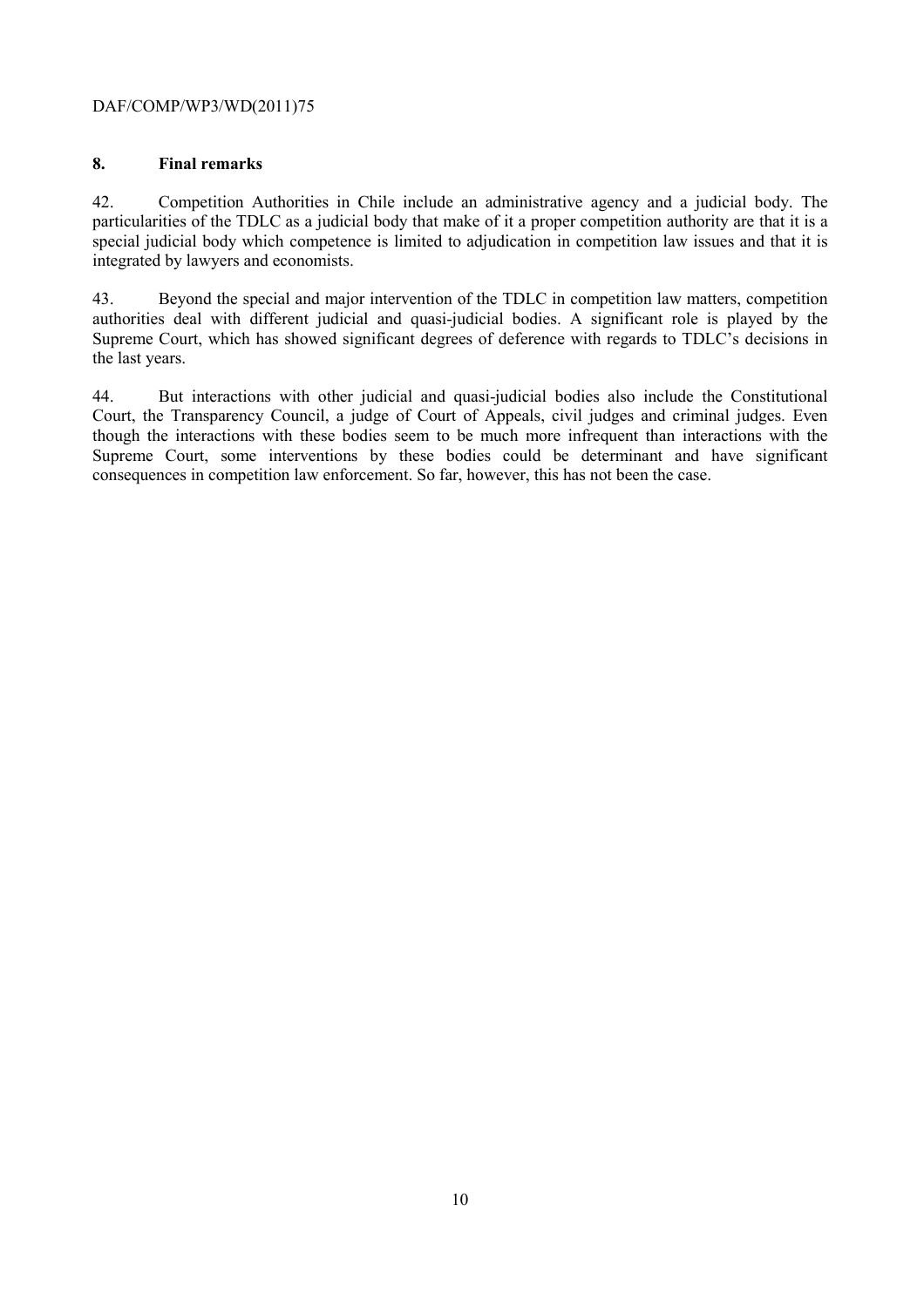## 8. Final remarks

42. Competition Authorities in Chile include an administrative agency and a judicial body. The particularities of the TDLC as a judicial body that make of it a proper competition authority are that it is a special judicial body which competence is limited to adjudication in competition law issues and that it is integrated by lawyers and economists.

43. Beyond the special and major intervention of the TDLC in competition law matters, competition authorities deal with different judicial and quasi-judicial bodies. A significant role is played by the Supreme Court, which has showed significant degrees of deference with regards to TDLC's decisions in the last years.

44. But interactions with other judicial and quasi-judicial bodies also include the Constitutional Court, the Transparency Council, a judge of Court of Appeals, civil judges and criminal judges. Even though the interactions with these bodies seem to be much more infrequent than interactions with the Supreme Court, some interventions by these bodies could be determinant and have significant consequences in competition law enforcement. So far, however, this has not been the case.